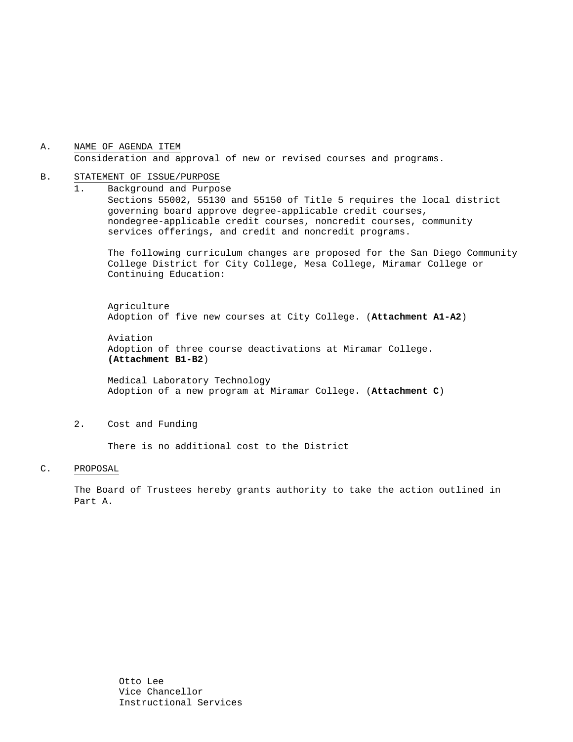A. <u>NAME OF AGENDA ITEM</u>
Consideration and approval of new or revised courses and programs.

B. <u>STATEMENT OF ISSUE/PURPOSE</u>

1. Background and Purpose

Sections 55002, 55130 and 55150 of Title 5 requires the local district governing board approve degree-applicable credit courses, nondegree-applicable credit courses, noncredit courses, community services offerings, and credit and noncredit programs.

The following curriculum changes are proposed for the San Diego Community College District for City College, Mesa College, Miramar College or Continuing Education:

Agriculture
Adoption of five new courses at City College. (**Attachment A1-A2**)

Aviation
Adoption of three course deactivations at Miramar College. **(Attachment B1-B2**)

Medical Laboratory Technology
Adoption of a new program at Miramar College. (**Attachment C**)

2. Cost and Funding

There is no additional cost to the District

C. <u>PROPOSAL</u>

The Board of Trustees hereby grants authority to take the action outlined in Part A.

Otto Lee
Vice Chancellor
Instructional Services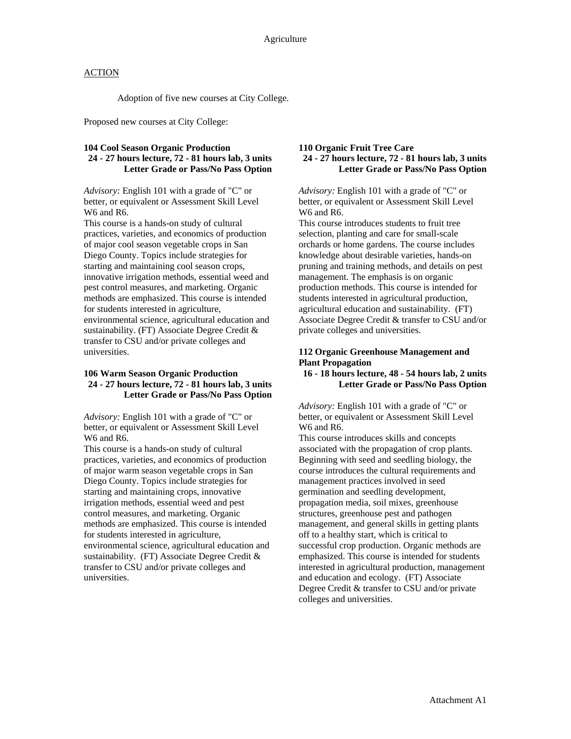Agriculture

<u>ACTION</u>

Adoption of five new courses at City College.

Proposed new courses at City College:

**104 Cool Season Organic Production**
**24 - 27 hours lecture, 72 - 81 hours lab, 3 units**
**Letter Grade or Pass/No Pass Option**

*Advisory:* English 101 with a grade of "C" or better, or equivalent or Assessment Skill Level W6 and R6.
This course is a hands-on study of cultural practices, varieties, and economics of production of major cool season vegetable crops in San Diego County. Topics include strategies for starting and maintaining cool season crops, innovative irrigation methods, essential weed and pest control measures, and marketing. Organic methods are emphasized. This course is intended for students interested in agriculture, environmental science, agricultural education and sustainability. (FT) Associate Degree Credit & transfer to CSU and/or private colleges and universities.

**106 Warm Season Organic Production**
**24 - 27 hours lecture, 72 - 81 hours lab, 3 units**
**Letter Grade or Pass/No Pass Option**

*Advisory:* English 101 with a grade of "C" or better, or equivalent or Assessment Skill Level W6 and R6.
This course is a hands-on study of cultural practices, varieties, and economics of production of major warm season vegetable crops in San Diego County. Topics include strategies for starting and maintaining crops, innovative irrigation methods, essential weed and pest control measures, and marketing. Organic methods are emphasized. This course is intended for students interested in agriculture, environmental science, agricultural education and sustainability. (FT) Associate Degree Credit & transfer to CSU and/or private colleges and universities.

**110 Organic Fruit Tree Care**
**24 - 27 hours lecture, 72 - 81 hours lab, 3 units**
**Letter Grade or Pass/No Pass Option**

*Advisory:* English 101 with a grade of "C" or better, or equivalent or Assessment Skill Level W6 and R6.
This course introduces students to fruit tree selection, planting and care for small-scale orchards or home gardens. The course includes knowledge about desirable varieties, hands-on pruning and training methods, and details on pest management. The emphasis is on organic production methods. This course is intended for students interested in agricultural production, agricultural education and sustainability. (FT) Associate Degree Credit & transfer to CSU and/or private colleges and universities.

**112 Organic Greenhouse Management and Plant Propagation**
**16 - 18 hours lecture, 48 - 54 hours lab, 2 units**
**Letter Grade or Pass/No Pass Option**

*Advisory:* English 101 with a grade of "C" or better, or equivalent or Assessment Skill Level W6 and R6.
This course introduces skills and concepts associated with the propagation of crop plants. Beginning with seed and seedling biology, the course introduces the cultural requirements and management practices involved in seed germination and seedling development, propagation media, soil mixes, greenhouse structures, greenhouse pest and pathogen management, and general skills in getting plants off to a healthy start, which is critical to successful crop production. Organic methods are emphasized. This course is intended for students interested in agricultural production, management and education and ecology. (FT) Associate Degree Credit & transfer to CSU and/or private colleges and universities.

Attachment A1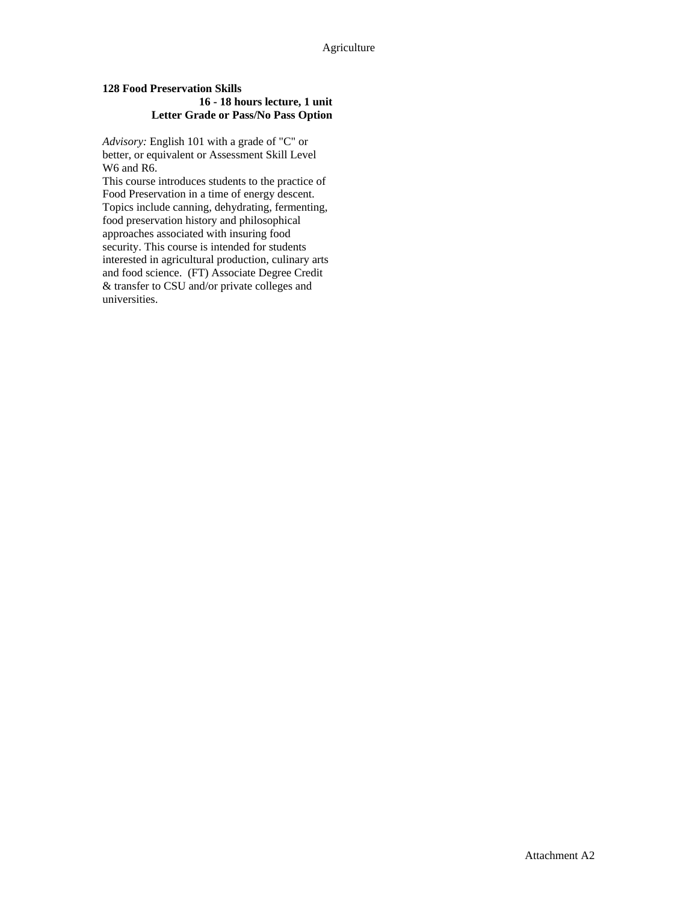Agriculture

**128 Food Preservation Skills**
**16 - 18 hours lecture, 1 unit**
**Letter Grade or Pass/No Pass Option**

*Advisory:* English 101 with a grade of "C" or better, or equivalent or Assessment Skill Level W6 and R6.
This course introduces students to the practice of Food Preservation in a time of energy descent. Topics include canning, dehydrating, fermenting, food preservation history and philosophical approaches associated with insuring food security. This course is intended for students interested in agricultural production, culinary arts and food science. (FT) Associate Degree Credit & transfer to CSU and/or private colleges and universities.

Attachment A2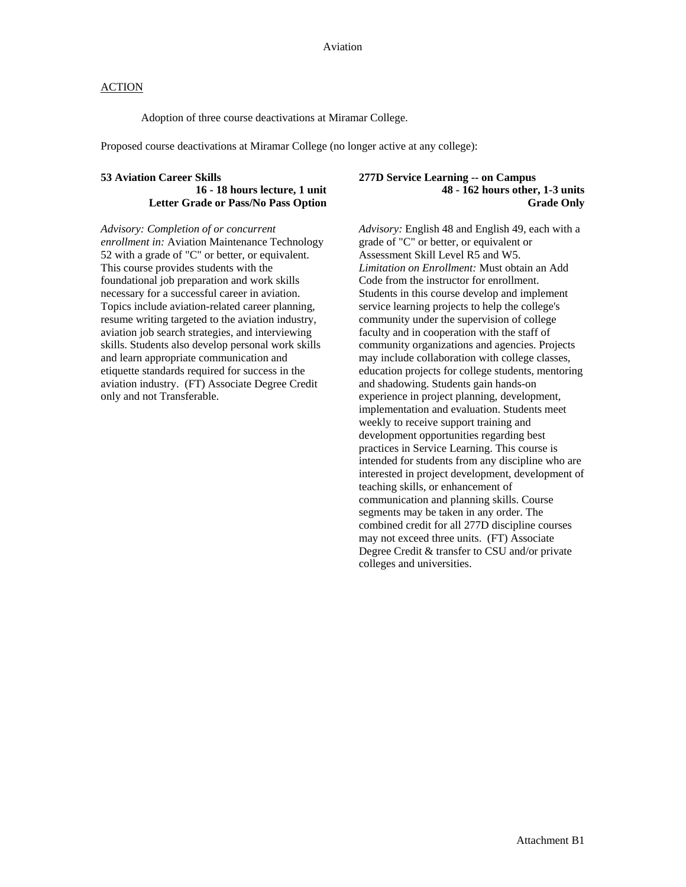Aviation

ACTION

Adoption of three course deactivations at Miramar College.

Proposed course deactivations at Miramar College (no longer active at any college):

**53 Aviation Career Skills**
**16 - 18 hours lecture, 1 unit**
**Letter Grade or Pass/No Pass Option**

*Advisory: Completion of or concurrent enrollment in:* Aviation Maintenance Technology 52 with a grade of "C" or better, or equivalent. This course provides students with the foundational job preparation and work skills necessary for a successful career in aviation. Topics include aviation-related career planning, resume writing targeted to the aviation industry, aviation job search strategies, and interviewing skills. Students also develop personal work skills and learn appropriate communication and etiquette standards required for success in the aviation industry. (FT) Associate Degree Credit only and not Transferable.

**277D Service Learning -- on Campus**
**48 - 162 hours other, 1-3 units**
**Grade Only**

*Advisory:* English 48 and English 49, each with a grade of "C" or better, or equivalent or Assessment Skill Level R5 and W5.
*Limitation on Enrollment:* Must obtain an Add Code from the instructor for enrollment.
Students in this course develop and implement service learning projects to help the college's community under the supervision of college faculty and in cooperation with the staff of community organizations and agencies. Projects may include collaboration with college classes, education projects for college students, mentoring and shadowing. Students gain hands-on experience in project planning, development, implementation and evaluation. Students meet weekly to receive support training and development opportunities regarding best practices in Service Learning. This course is intended for students from any discipline who are interested in project development, development of teaching skills, or enhancement of communication and planning skills. Course segments may be taken in any order. The combined credit for all 277D discipline courses may not exceed three units. (FT) Associate Degree Credit & transfer to CSU and/or private colleges and universities.

Attachment B1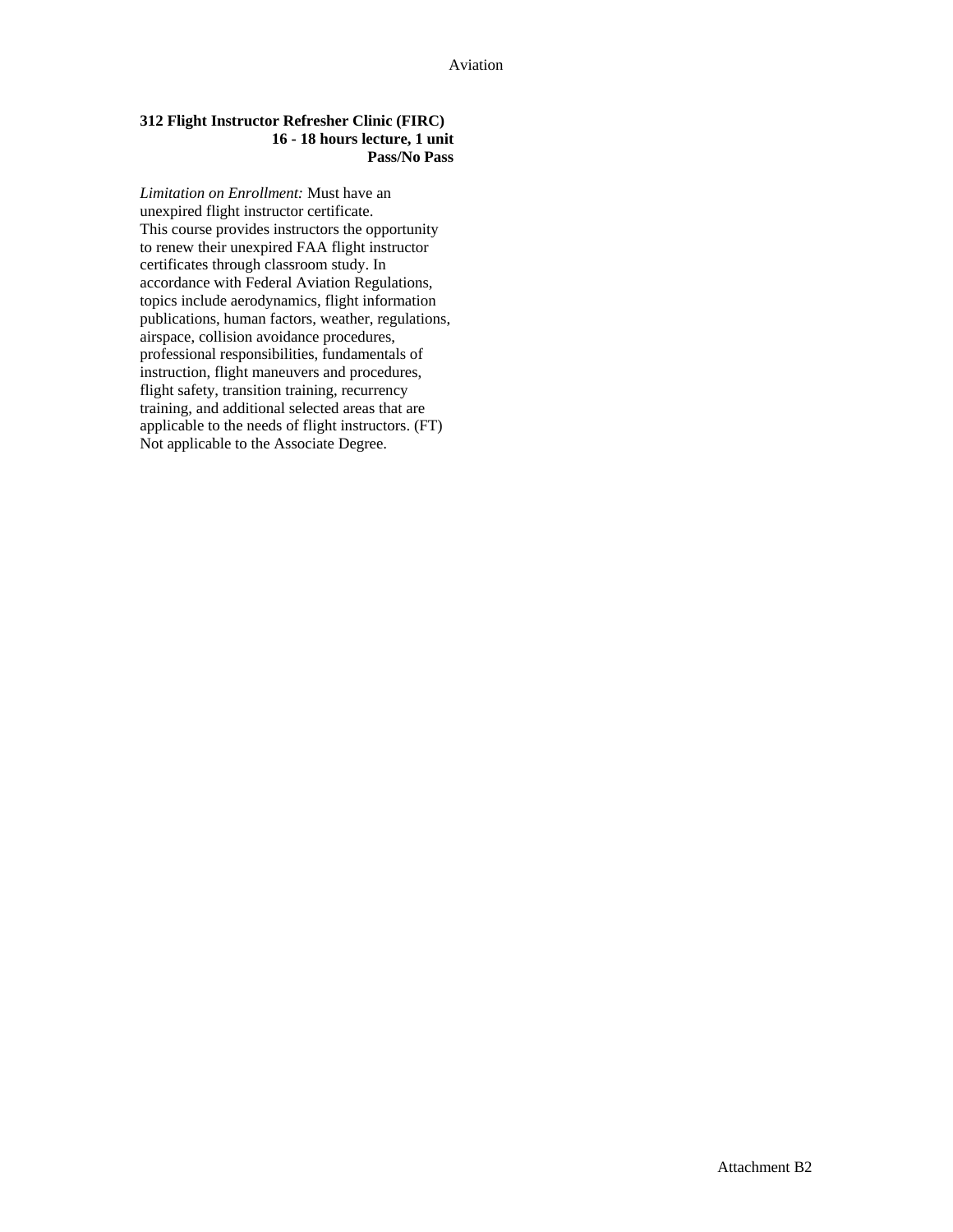**312 Flight Instructor Refresher Clinic (FIRC)**
**16 - 18 hours lecture, 1 unit**
**Pass/No Pass**

*Limitation on Enrollment:* Must have an unexpired flight instructor certificate.
This course provides instructors the opportunity to renew their unexpired FAA flight instructor certificates through classroom study. In accordance with Federal Aviation Regulations, topics include aerodynamics, flight information publications, human factors, weather, regulations, airspace, collision avoidance procedures, professional responsibilities, fundamentals of instruction, flight maneuvers and procedures, flight safety, transition training, recurrency training, and additional selected areas that are applicable to the needs of flight instructors. (FT)
Not applicable to the Associate Degree.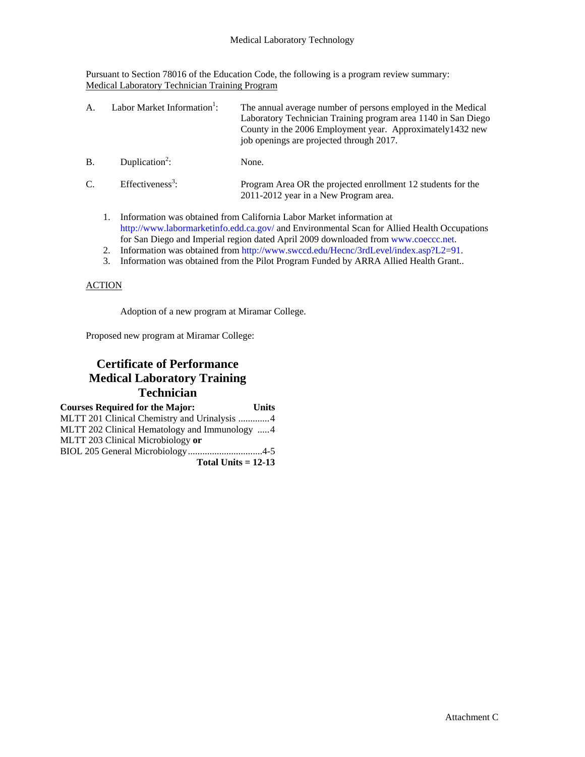Medical Laboratory Technology

Pursuant to Section 78016 of the Education Code, the following is a program review summary: Medical Laboratory Technician Training Program

A. Labor Market Information[1]: The annual average number of persons employed in the Medical Laboratory Technician Training program area 1140 in San Diego County in the 2006 Employment year. Approximately1432 new job openings are projected through 2017.

B. Duplication[2]: None.

C. Effectiveness[3]: Program Area OR the projected enrollment 12 students for the 2011-2012 year in a New Program area.

1. Information was obtained from California Labor Market information at http://www.labormarketinfo.edd.ca.gov/ and Environmental Scan for Allied Health Occupations for San Diego and Imperial region dated April 2009 downloaded from www.coeccc.net.
2. Information was obtained from http://www.swccd.edu/Hecnc/3rdLevel/index.asp?L2=91.
3. Information was obtained from the Pilot Program Funded by ARRA Allied Health Grant..

ACTION

Adoption of a new program at Miramar College.

Proposed new program at Miramar College:

## Certificate of Performance Medical Laboratory Training Technician

| Courses Required for the Major: | Units |
|---|---|
| MLTT 201 Clinical Chemistry and Urinalysis | 4 |
| MLTT 202 Clinical Hematology and Immunology | 4 |
| MLTT 203 Clinical Microbiology **or** BIOL 205 General Microbiology | 4-5 |
| **Total Units = 12-13** | |

Attachment C